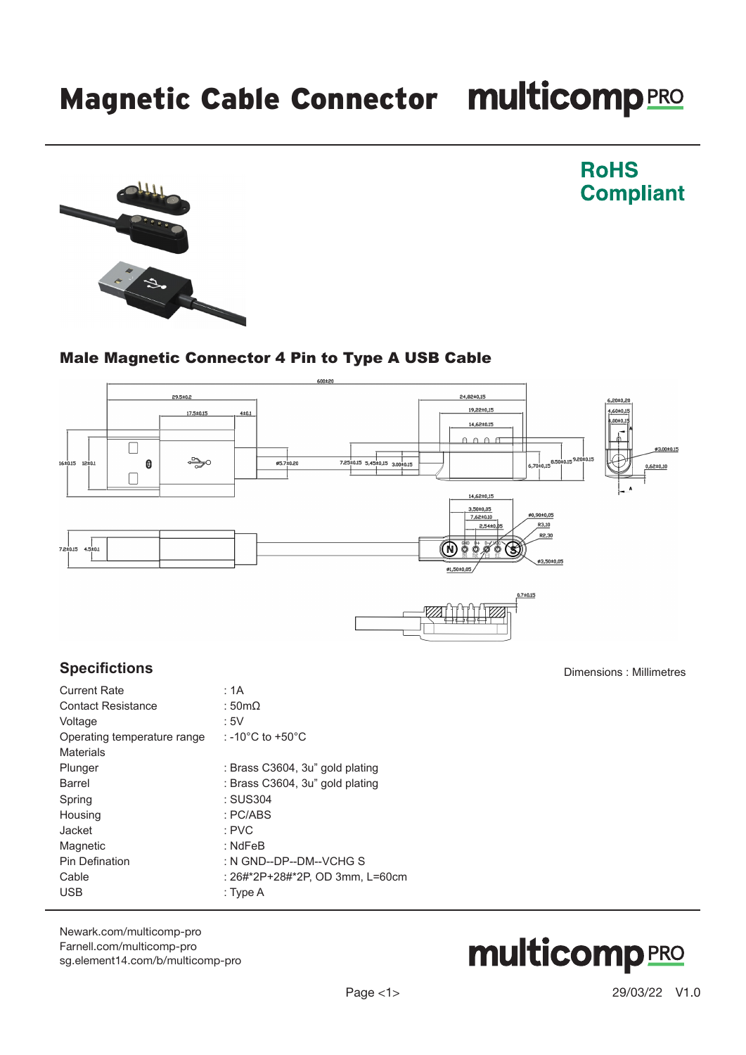# Magnetic Cable Connector

multicomp PRO

**RoHS Compliant**

## Male Magnetic Connector 4 Pin to Type A USB Cable

Dimensions : Millimetres

## Specifications

| | |
|---|---|
| Current Rate | : 1A |
| Contact Resistance | : 50mΩ |
| Voltage | : 5V |
| Operating temperature range | : -10°C to +50°C |
| Materials | |
| Plunger | : Brass C3604, 3u" gold plating |
| Barrel | : Brass C3604, 3u" gold plating |
| Spring | : SUS304 |
| Housing | : PC/ABS |
| Jacket | : PVC |
| Magnetic | : NdFeB |
| Pin Defination | : N GND--DP--DM--VCHG S |
| Cable | : 26#*2P+28#*2P, OD 3mm, L=60cm |
| USB | : Type A |

Newark.com/multicomp-pro
Farnell.com/multicomp-pro
sg.element14.com/b/multicomp-pro

29/03/22 V1.0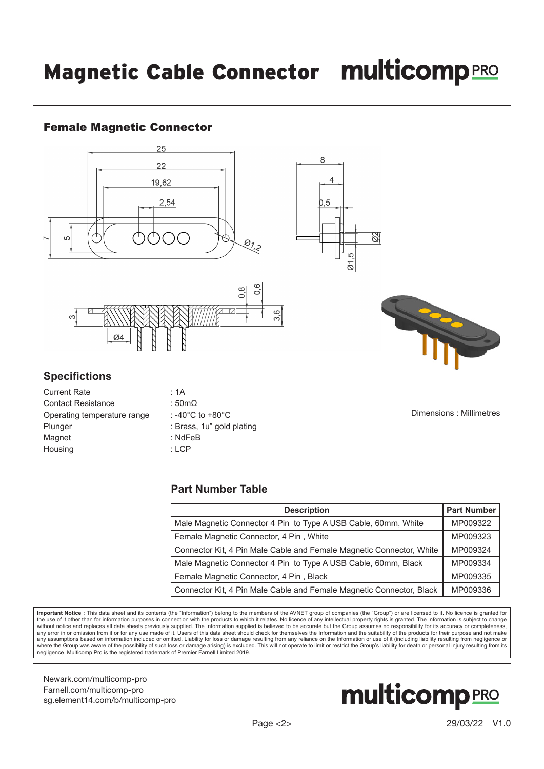# Magnetic Cable Connector

## Female Magnetic Connector

25
22
19,62
2,54
7
5
Ø1,2
8
4
0,5
Ø2
Ø1,5
0,8
0,6
3
3,6
Ø4

## Specifications

| | |
|---|---|
| Current Rate | : 1A |
| Contact Resistance | : 50mΩ |
| Operating temperature range | : -40°C to +80°C |
| Plunger | : Brass, 1u" gold plating |
| Magnet | : NdFeB |
| Housing | : LCP |

Dimensions : Millimetres

## Part Number Table

| Description | Part Number |
|---|---|
| Male Magnetic Connector 4 Pin to Type A USB Cable, 60mm, White | MP009322 |
| Female Magnetic Connector, 4 Pin , White | MP009323 |
| Connector Kit, 4 Pin Male Cable and Female Magnetic Connector, White | MP009324 |
| Male Magnetic Connector 4 Pin to Type A USB Cable, 60mm, Black | MP009334 |
| Female Magnetic Connector, 4 Pin , Black | MP009335 |
| Connector Kit, 4 Pin Male Cable and Female Magnetic Connector, Black | MP009336 |

**Important Notice :** This data sheet and its contents (the "Information") belong to the members of the AVNET group of companies (the "Group") or are licensed to it. No licence is granted for the use of it other than for information purposes in connection with the products to which it relates. No licence of any intellectual property rights is granted. The Information is subject to change without notice and replaces all data sheets previously supplied. The Information supplied is believed to be accurate but the Group assumes no responsibility for its accuracy or completeness, any error in or omission from it or for any use made of it. Users of this data sheet should check for themselves the Information and the suitability of the products for their purpose and not make any assumptions based on information included or omitted. Liability for loss or damage resulting from any reliance on the Information or use of it (including liability resulting from negligence or where the Group was aware of the possibility of such loss or damage arising) is excluded. This will not operate to limit or restrict the Group's liability for death or personal injury resulting from its negligence. Multicomp Pro is the registered trademark of Premier Farnell Limited 2019.

Newark.com/multicomp-pro
Farnell.com/multicomp-pro
sg.element14.com/b/multicomp-pro

29/03/22 V1.0